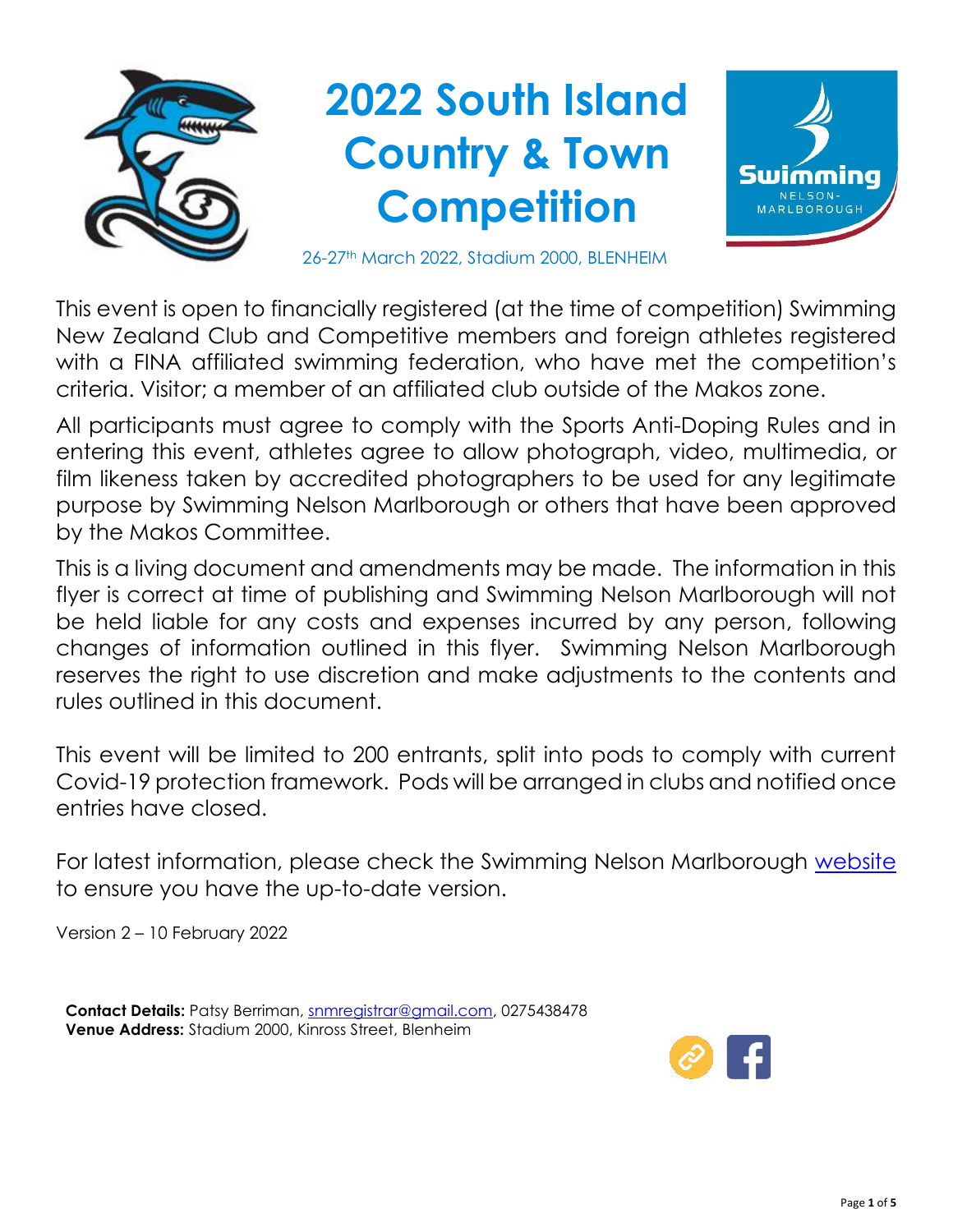# 2022 South Island Country & Town Competition

26-27th March 2022, Stadium 2000, BLENHEIM

This event is open to financially registered (at the time of competition) Swimming New Zealand Club and Competitive members and foreign athletes registered with a FINA affiliated swimming federation, who have met the competition's criteria. Visitor; a member of an affiliated club outside of the Makos zone.

All participants must agree to comply with the Sports Anti-Doping Rules and in entering this event, athletes agree to allow photograph, video, multimedia, or film likeness taken by accredited photographers to be used for any legitimate purpose by Swimming Nelson Marlborough or others that have been approved by the Makos Committee.

This is a living document and amendments may be made. The information in this flyer is correct at time of publishing and Swimming Nelson Marlborough will not be held liable for any costs and expenses incurred by any person, following changes of information outlined in this flyer. Swimming Nelson Marlborough reserves the right to use discretion and make adjustments to the contents and rules outlined in this document.

This event will be limited to 200 entrants, split into pods to comply with current Covid-19 protection framework. Pods will be arranged in clubs and notified once entries have closed.

For latest information, please check the Swimming Nelson Marlborough website to ensure you have the up-to-date version.

Version 2 – 10 February 2022

**Contact Details:** Patsy Berriman, snmregistrar@gmail.com, 0275438478
**Venue Address:** Stadium 2000, Kinross Street, Blenheim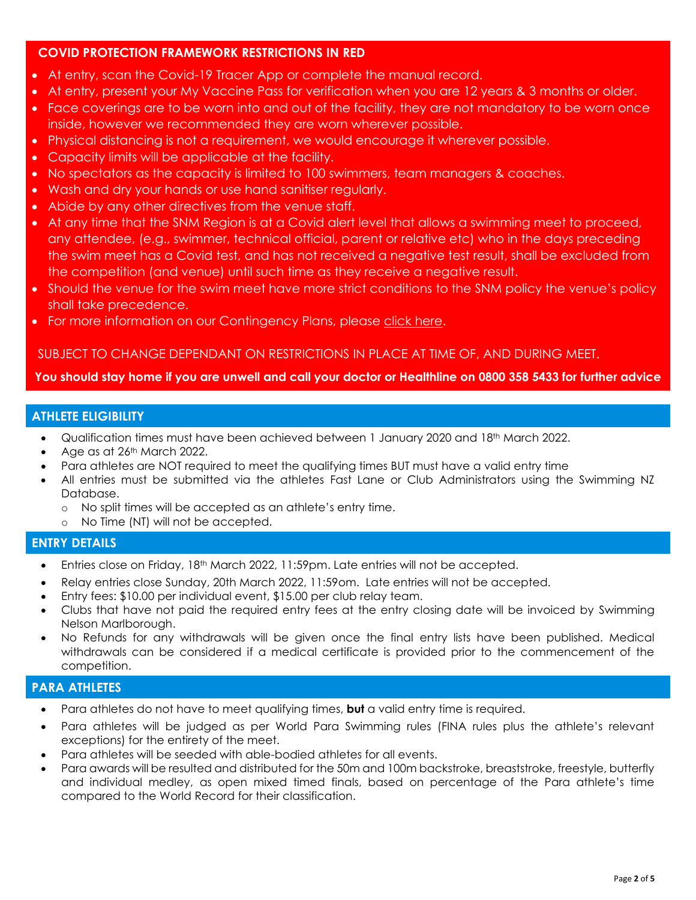## COVID PROTECTION FRAMEWORK RESTRICTIONS IN RED

- At entry, scan the Covid-19 Tracer App or complete the manual record.
- At entry, present your My Vaccine Pass for verification when you are 12 years & 3 months or older.
- Face coverings are to be worn into and out of the facility, they are not mandatory to be worn once inside, however we recommended they are worn wherever possible.
- Physical distancing is not a requirement, we would encourage it wherever possible.
- Capacity limits will be applicable at the facility.
- No spectators as the capacity is limited to 100 swimmers, team managers & coaches.
- Wash and dry your hands or use hand sanitiser regularly.
- Abide by any other directives from the venue staff.
- At any time that the SNM Region is at a Covid alert level that allows a swimming meet to proceed, any attendee, (e.g., swimmer, technical official, parent or relative etc) who in the days preceding the swim meet has a Covid test, and has not received a negative test result, shall be excluded from the competition (and venue) until such time as they receive a negative result.
- Should the venue for the swim meet have more strict conditions to the SNM policy the venue's policy shall take precedence.
- For more information on our Contingency Plans, please click here.

SUBJECT TO CHANGE DEPENDANT ON RESTRICTIONS IN PLACE AT TIME OF, AND DURING MEET.

**You should stay home if you are unwell and call your doctor or Healthline on 0800 358 5433 for further advice**

## ATHLETE ELIGIBILITY

- Qualification times must have been achieved between 1 January 2020 and 18th March 2022.
- Age as at 26th March 2022.
- Para athletes are NOT required to meet the qualifying times BUT must have a valid entry time
- All entries must be submitted via the athletes Fast Lane or Club Administrators using the Swimming NZ Database.
  - No split times will be accepted as an athlete's entry time.
  - No Time (NT) will not be accepted.

## ENTRY DETAILS

- Entries close on Friday, 18th March 2022, 11:59pm. Late entries will not be accepted.
- Relay entries close Sunday, 20th March 2022, 11:59om. Late entries will not be accepted.
- Entry fees: $10.00 per individual event, $15.00 per club relay team.
- Clubs that have not paid the required entry fees at the entry closing date will be invoiced by Swimming Nelson Marlborough.
- No Refunds for any withdrawals will be given once the final entry lists have been published. Medical withdrawals can be considered if a medical certificate is provided prior to the commencement of the competition.

## PARA ATHLETES

- Para athletes do not have to meet qualifying times, **but** a valid entry time is required.
- Para athletes will be judged as per World Para Swimming rules (FINA rules plus the athlete's relevant exceptions) for the entirety of the meet.
- Para athletes will be seeded with able-bodied athletes for all events.
- Para awards will be resulted and distributed for the 50m and 100m backstroke, breaststroke, freestyle, butterfly and individual medley, as open mixed timed finals, based on percentage of the Para athlete's time compared to the World Record for their classification.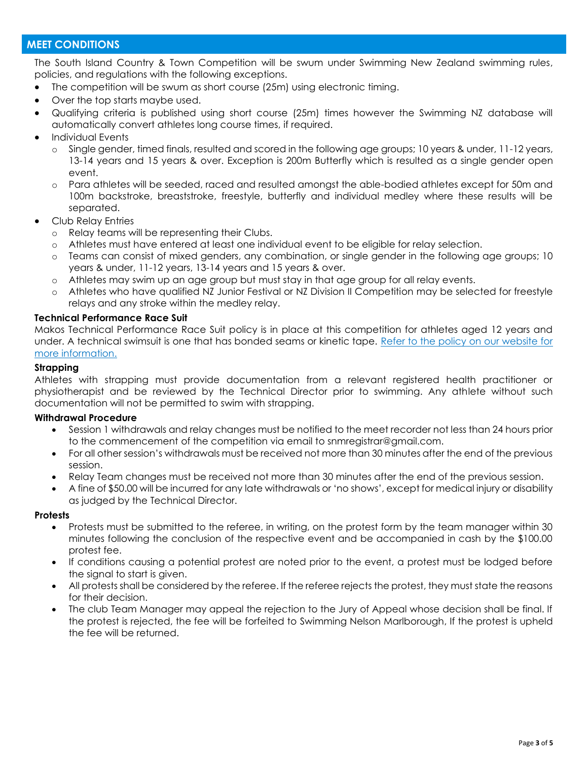## MEET CONDITIONS

The South Island Country & Town Competition will be swum under Swimming New Zealand swimming rules, policies, and regulations with the following exceptions.

- The competition will be swum as short course (25m) using electronic timing.
- Over the top starts maybe used.
- Qualifying criteria is published using short course (25m) times however the Swimming NZ database will automatically convert athletes long course times, if required.
- Individual Events
  - Single gender, timed finals, resulted and scored in the following age groups; 10 years & under, 11-12 years, 13-14 years and 15 years & over. Exception is 200m Butterfly which is resulted as a single gender open event.
  - Para athletes will be seeded, raced and resulted amongst the able-bodied athletes except for 50m and 100m backstroke, breaststroke, freestyle, butterfly and individual medley where these results will be separated.
- Club Relay Entries
  - Relay teams will be representing their Clubs.
  - Athletes must have entered at least one individual event to be eligible for relay selection.
  - Teams can consist of mixed genders, any combination, or single gender in the following age groups; 10 years & under, 11-12 years, 13-14 years and 15 years & over.
  - Athletes may swim up an age group but must stay in that age group for all relay events.
  - Athletes who have qualified NZ Junior Festival or NZ Division II Competition may be selected for freestyle relays and any stroke within the medley relay.

**Technical Performance Race Suit**

Makos Technical Performance Race Suit policy is in place at this competition for athletes aged 12 years and under. A technical swimsuit is one that has bonded seams or kinetic tape. Refer to the policy on our website for more information.

**Strapping**

Athletes with strapping must provide documentation from a relevant registered health practitioner or physiotherapist and be reviewed by the Technical Director prior to swimming. Any athlete without such documentation will not be permitted to swim with strapping.

**Withdrawal Procedure**

- Session 1 withdrawals and relay changes must be notified to the meet recorder not less than 24 hours prior to the commencement of the competition via email to snmregistrar@gmail.com.
- For all other session's withdrawals must be received not more than 30 minutes after the end of the previous session.
- Relay Team changes must be received not more than 30 minutes after the end of the previous session.
- A fine of $50.00 will be incurred for any late withdrawals or 'no shows', except for medical injury or disability as judged by the Technical Director.

**Protests**

- Protests must be submitted to the referee, in writing, on the protest form by the team manager within 30 minutes following the conclusion of the respective event and be accompanied in cash by the $100.00 protest fee.
- If conditions causing a potential protest are noted prior to the event, a protest must be lodged before the signal to start is given.
- All protests shall be considered by the referee. If the referee rejects the protest, they must state the reasons for their decision.
- The club Team Manager may appeal the rejection to the Jury of Appeal whose decision shall be final. If the protest is rejected, the fee will be forfeited to Swimming Nelson Marlborough, If the protest is upheld the fee will be returned.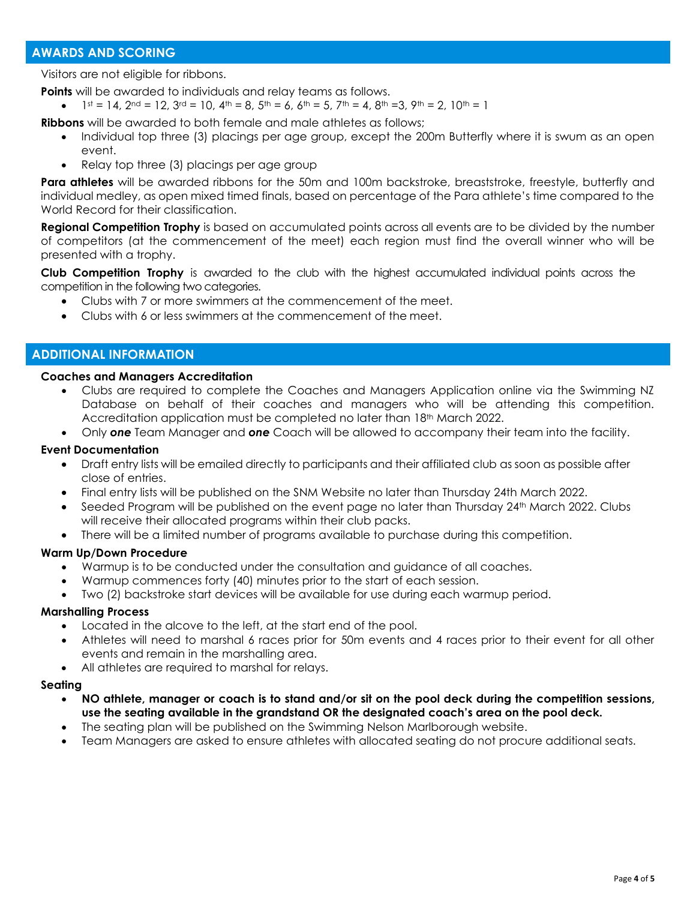## AWARDS AND SCORING

Visitors are not eligible for ribbons.

**Points** will be awarded to individuals and relay teams as follows.

- 1st = 14, 2nd = 12, 3rd = 10, 4th = 8, 5th = 6, 6th = 5, 7th = 4, 8th =3, 9th = 2, 10th = 1

**Ribbons** will be awarded to both female and male athletes as follows;

- Individual top three (3) placings per age group, except the 200m Butterfly where it is swum as an open event.
- Relay top three (3) placings per age group

**Para athletes** will be awarded ribbons for the 50m and 100m backstroke, breaststroke, freestyle, butterfly and individual medley, as open mixed timed finals, based on percentage of the Para athlete's time compared to the World Record for their classification.

**Regional Competition Trophy** is based on accumulated points across all events are to be divided by the number of competitors (at the commencement of the meet) each region must find the overall winner who will be presented with a trophy.

**Club Competition Trophy** is awarded to the club with the highest accumulated individual points across the competition in the following two categories.

- Clubs with 7 or more swimmers at the commencement of the meet.
- Clubs with 6 or less swimmers at the commencement of the meet.

## ADDITIONAL INFORMATION

**Coaches and Managers Accreditation**

- Clubs are required to complete the Coaches and Managers Application online via the Swimming NZ Database on behalf of their coaches and managers who will be attending this competition. Accreditation application must be completed no later than 18th March 2022.
- Only ***one*** Team Manager and ***one*** Coach will be allowed to accompany their team into the facility.

**Event Documentation**

- Draft entry lists will be emailed directly to participants and their affiliated club as soon as possible after close of entries.
- Final entry lists will be published on the SNM Website no later than Thursday 24th March 2022.
- Seeded Program will be published on the event page no later than Thursday 24th March 2022. Clubs will receive their allocated programs within their club packs.
- There will be a limited number of programs available to purchase during this competition.

**Warm Up/Down Procedure**

- Warmup is to be conducted under the consultation and guidance of all coaches.
- Warmup commences forty (40) minutes prior to the start of each session.
- Two (2) backstroke start devices will be available for use during each warmup period.

**Marshalling Process**

- Located in the alcove to the left, at the start end of the pool.
- Athletes will need to marshal 6 races prior for 50m events and 4 races prior to their event for all other events and remain in the marshalling area.
- All athletes are required to marshal for relays.

**Seating**

- **NO athlete, manager or coach is to stand and/or sit on the pool deck during the competition sessions, use the seating available in the grandstand OR the designated coach's area on the pool deck.**
- The seating plan will be published on the Swimming Nelson Marlborough website.
- Team Managers are asked to ensure athletes with allocated seating do not procure additional seats.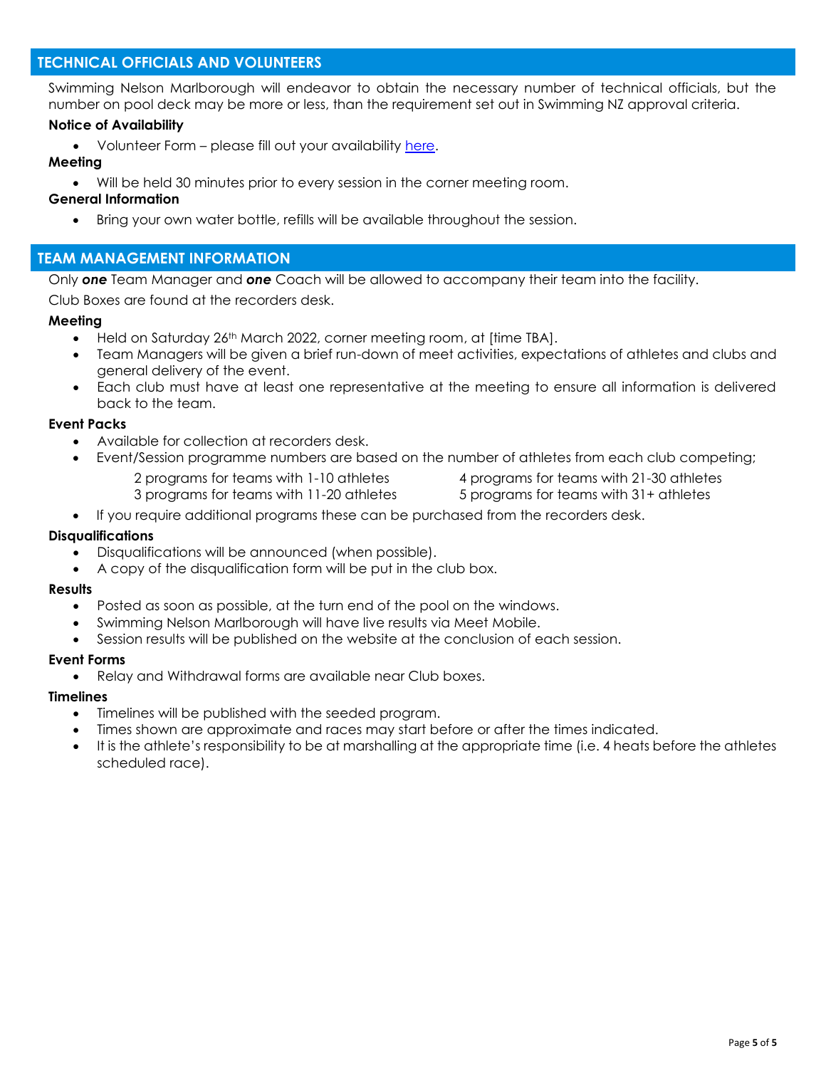## TECHNICAL OFFICIALS AND VOLUNTEERS

Swimming Nelson Marlborough will endeavor to obtain the necessary number of technical officials, but the number on pool deck may be more or less, than the requirement set out in Swimming NZ approval criteria.

**Notice of Availability**

- Volunteer Form – please fill out your availability here.

**Meeting**

- Will be held 30 minutes prior to every session in the corner meeting room.

**General Information**

- Bring your own water bottle, refills will be available throughout the session.

## TEAM MANAGEMENT INFORMATION

Only ***one*** Team Manager and ***one*** Coach will be allowed to accompany their team into the facility.

Club Boxes are found at the recorders desk.

**Meeting**

- Held on Saturday 26th March 2022, corner meeting room, at [time TBA].
- Team Managers will be given a brief run-down of meet activities, expectations of athletes and clubs and general delivery of the event.
- Each club must have at least one representative at the meeting to ensure all information is delivered back to the team.

**Event Packs**

- Available for collection at recorders desk.
- Event/Session programme numbers are based on the number of athletes from each club competing;

  2 programs for teams with 1-10 athletes
  3 programs for teams with 11-20 athletes
  4 programs for teams with 21-30 athletes
  5 programs for teams with 31+ athletes

- If you require additional programs these can be purchased from the recorders desk.

**Disqualifications**

- Disqualifications will be announced (when possible).
- A copy of the disqualification form will be put in the club box.

**Results**

- Posted as soon as possible, at the turn end of the pool on the windows.
- Swimming Nelson Marlborough will have live results via Meet Mobile.
- Session results will be published on the website at the conclusion of each session.

**Event Forms**

- Relay and Withdrawal forms are available near Club boxes.

**Timelines**

- Timelines will be published with the seeded program.
- Times shown are approximate and races may start before or after the times indicated.
- It is the athlete's responsibility to be at marshalling at the appropriate time (i.e. 4 heats before the athletes scheduled race).